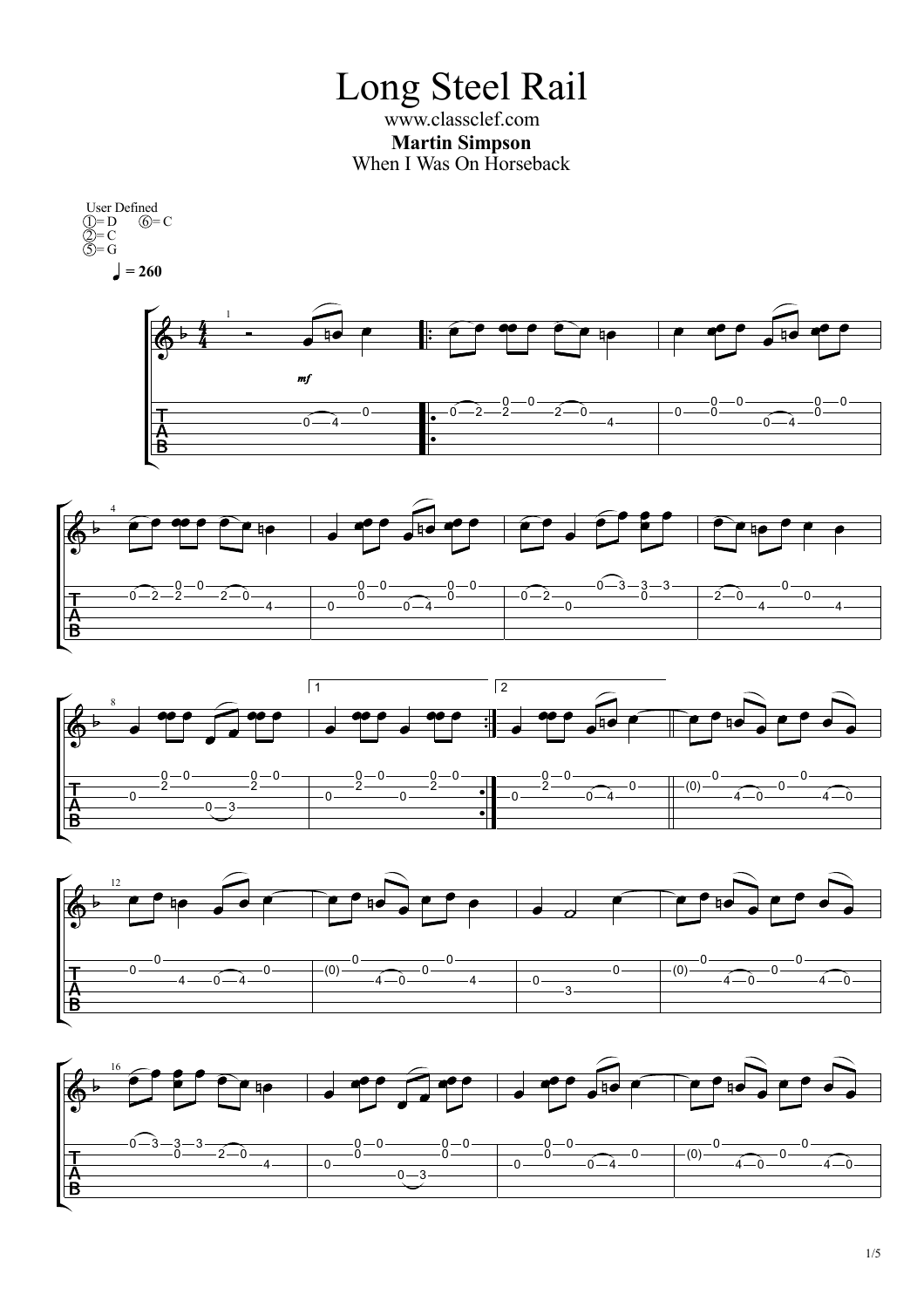# Long Steel Rail

www.classclef.com

**Martin Simpson**

When I Was On Horseback

User Defined
①= D ⑥= C
②= C
⑤= G

♩ = 260